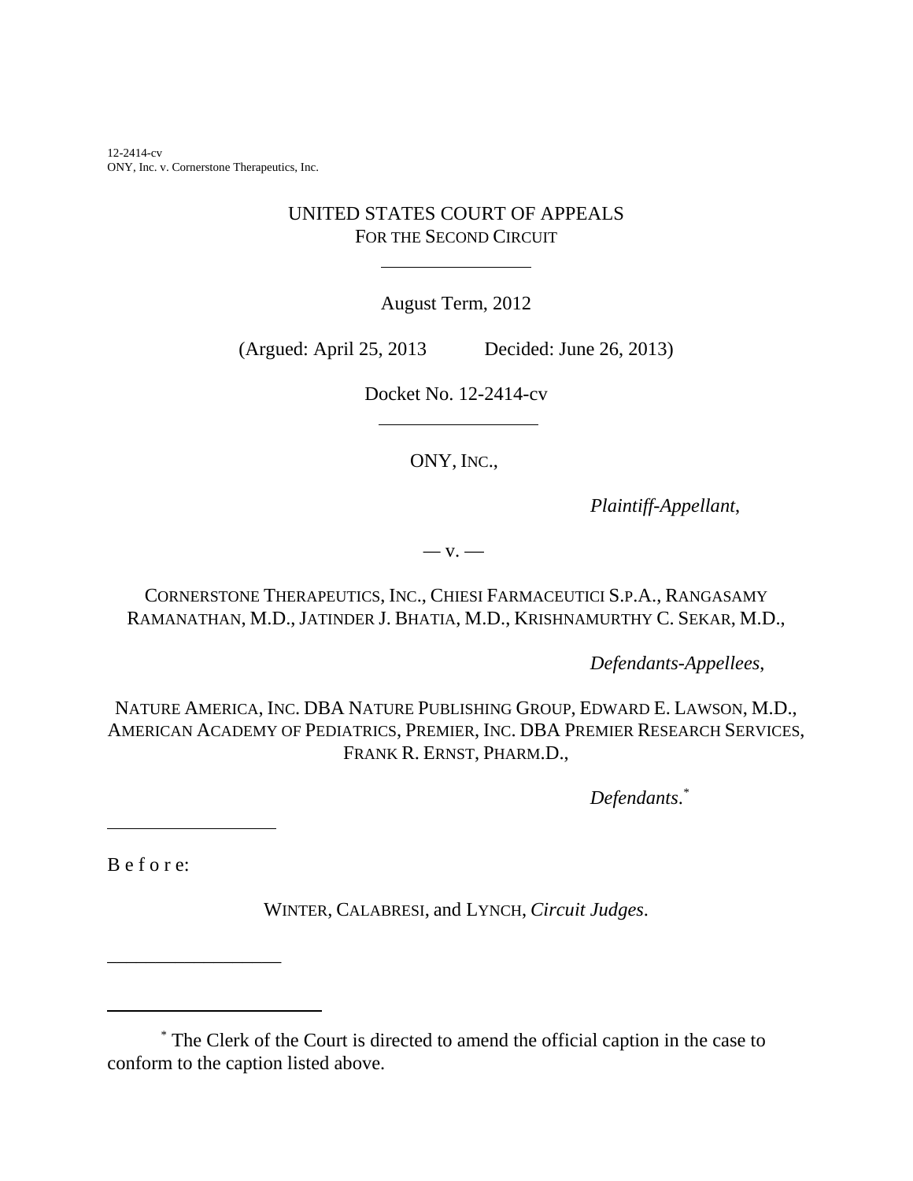12-2414-cv
ONY, Inc. v. Cornerstone Therapeutics, Inc.

UNITED STATES COURT OF APPEALS
FOR THE SECOND CIRCUIT

---

August Term, 2012

(Argued: April 25, 2013 Decided: June 26, 2013)

Docket No. 12-2414-cv

---

ONY, INC.,

*Plaintiff-Appellant*,

— v. —

CORNERSTONE THERAPEUTICS, INC., CHIESI FARMACEUTICI S.P.A., RANGASAMY RAMANATHAN, M.D., JATINDER J. BHATIA, M.D., KRISHNAMURTHY C. SEKAR, M.D.,

*Defendants-Appellees*,

NATURE AMERICA, INC. DBA NATURE PUBLISHING GROUP, EDWARD E. LAWSON, M.D., AMERICAN ACADEMY OF PEDIATRICS, PREMIER, INC. DBA PREMIER RESEARCH SERVICES, FRANK R. ERNST, PHARM.D.,

*Defendants*.[*]

---

B e f o r e:

WINTER, CALABRESI, and LYNCH, *Circuit Judges*.

---

[*] The Clerk of the Court is directed to amend the official caption in the case to conform to the caption listed above.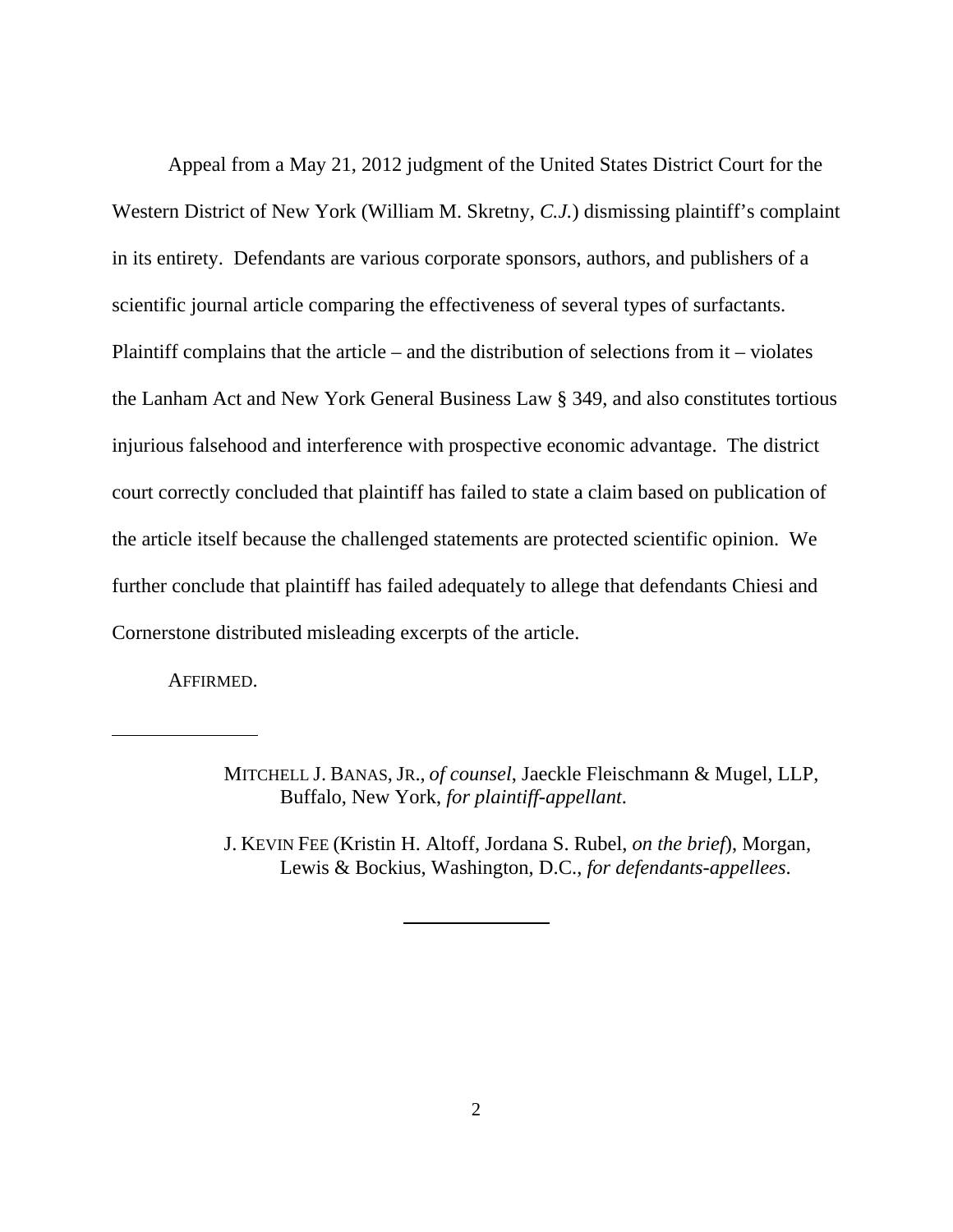Appeal from a May 21, 2012 judgment of the United States District Court for the Western District of New York (William M. Skretny, *C.J.*) dismissing plaintiff's complaint in its entirety. Defendants are various corporate sponsors, authors, and publishers of a scientific journal article comparing the effectiveness of several types of surfactants. Plaintiff complains that the article – and the distribution of selections from it – violates the Lanham Act and New York General Business Law § 349, and also constitutes tortious injurious falsehood and interference with prospective economic advantage. The district court correctly concluded that plaintiff has failed to state a claim based on publication of the article itself because the challenged statements are protected scientific opinion. We further conclude that plaintiff has failed adequately to allege that defendants Chiesi and Cornerstone distributed misleading excerpts of the article.

AFFIRMED.

---

MITCHELL J. BANAS, JR., *of counsel*, Jaeckle Fleischmann & Mugel, LLP, Buffalo, New York, *for plaintiff-appellant*.

J. KEVIN FEE (Kristin H. Altoff, Jordana S. Rubel, *on the brief*), Morgan, Lewis & Bockius, Washington, D.C., *for defendants-appellees*.

---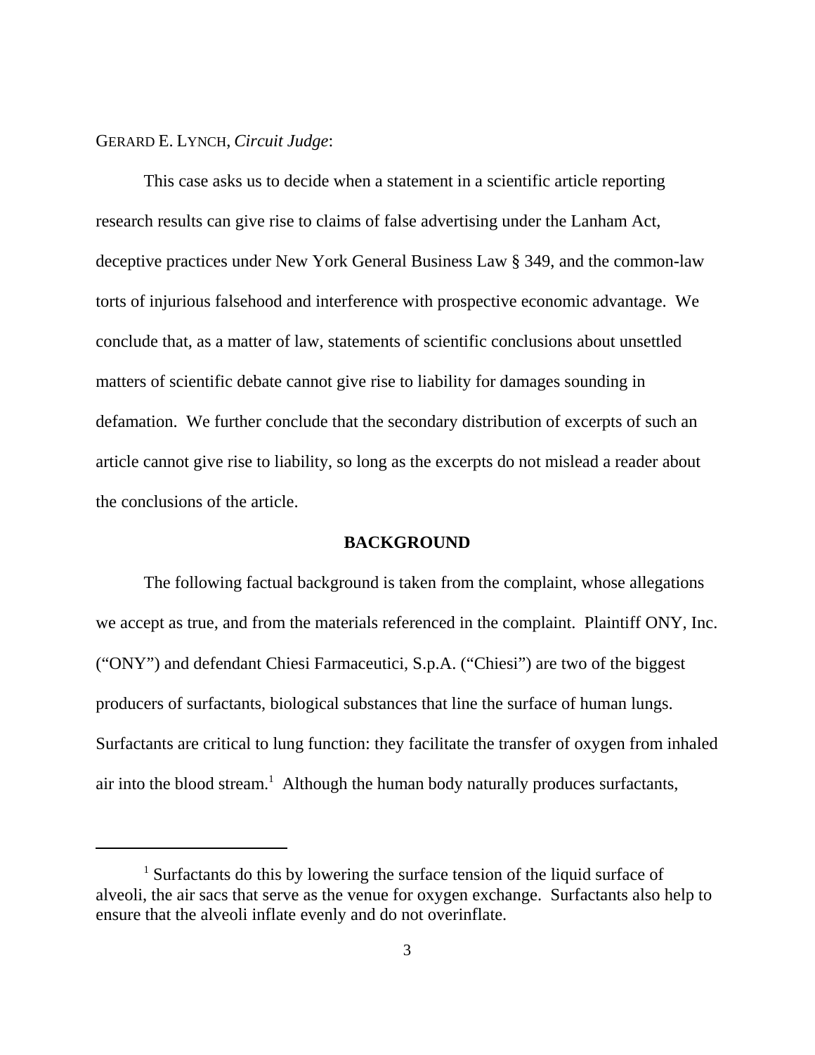GERARD E. LYNCH, *Circuit Judge*:

This case asks us to decide when a statement in a scientific article reporting research results can give rise to claims of false advertising under the Lanham Act, deceptive practices under New York General Business Law § 349, and the common-law torts of injurious falsehood and interference with prospective economic advantage. We conclude that, as a matter of law, statements of scientific conclusions about unsettled matters of scientific debate cannot give rise to liability for damages sounding in defamation. We further conclude that the secondary distribution of excerpts of such an article cannot give rise to liability, so long as the excerpts do not mislead a reader about the conclusions of the article.

## BACKGROUND

The following factual background is taken from the complaint, whose allegations we accept as true, and from the materials referenced in the complaint. Plaintiff ONY, Inc. ("ONY") and defendant Chiesi Farmaceutici, S.p.A. ("Chiesi") are two of the biggest producers of surfactants, biological substances that line the surface of human lungs. Surfactants are critical to lung function: they facilitate the transfer of oxygen from inhaled air into the blood stream.[1] Although the human body naturally produces surfactants,

[1] Surfactants do this by lowering the surface tension of the liquid surface of alveoli, the air sacs that serve as the venue for oxygen exchange. Surfactants also help to ensure that the alveoli inflate evenly and do not overinflate.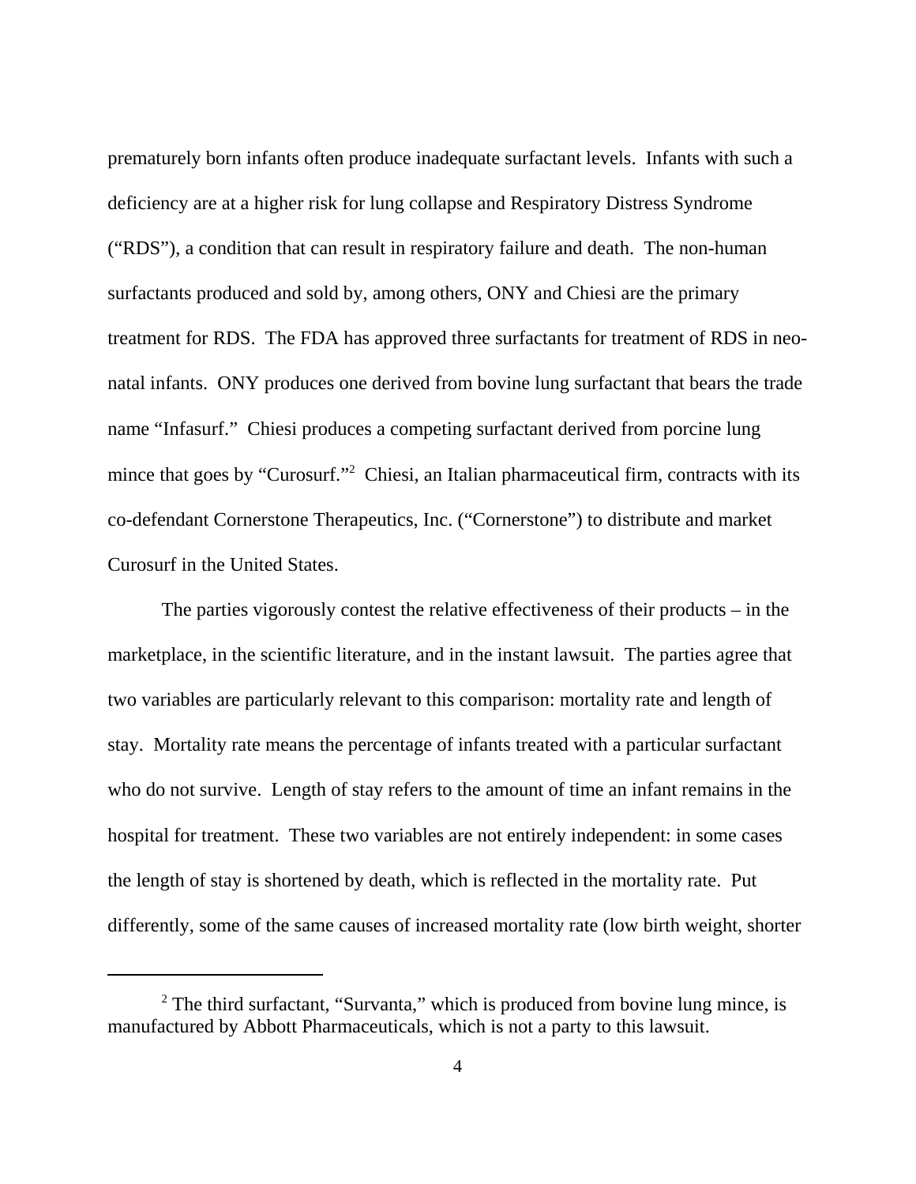prematurely born infants often produce inadequate surfactant levels. Infants with such a deficiency are at a higher risk for lung collapse and Respiratory Distress Syndrome ("RDS"), a condition that can result in respiratory failure and death. The non-human surfactants produced and sold by, among others, ONY and Chiesi are the primary treatment for RDS. The FDA has approved three surfactants for treatment of RDS in neonatal infants. ONY produces one derived from bovine lung surfactant that bears the trade name "Infasurf." Chiesi produces a competing surfactant derived from porcine lung mince that goes by "Curosurf."[2] Chiesi, an Italian pharmaceutical firm, contracts with its co-defendant Cornerstone Therapeutics, Inc. ("Cornerstone") to distribute and market Curosurf in the United States.

The parties vigorously contest the relative effectiveness of their products – in the marketplace, in the scientific literature, and in the instant lawsuit. The parties agree that two variables are particularly relevant to this comparison: mortality rate and length of stay. Mortality rate means the percentage of infants treated with a particular surfactant who do not survive. Length of stay refers to the amount of time an infant remains in the hospital for treatment. These two variables are not entirely independent: in some cases the length of stay is shortened by death, which is reflected in the mortality rate. Put differently, some of the same causes of increased mortality rate (low birth weight, shorter

[2] The third surfactant, "Survanta," which is produced from bovine lung mince, is manufactured by Abbott Pharmaceuticals, which is not a party to this lawsuit.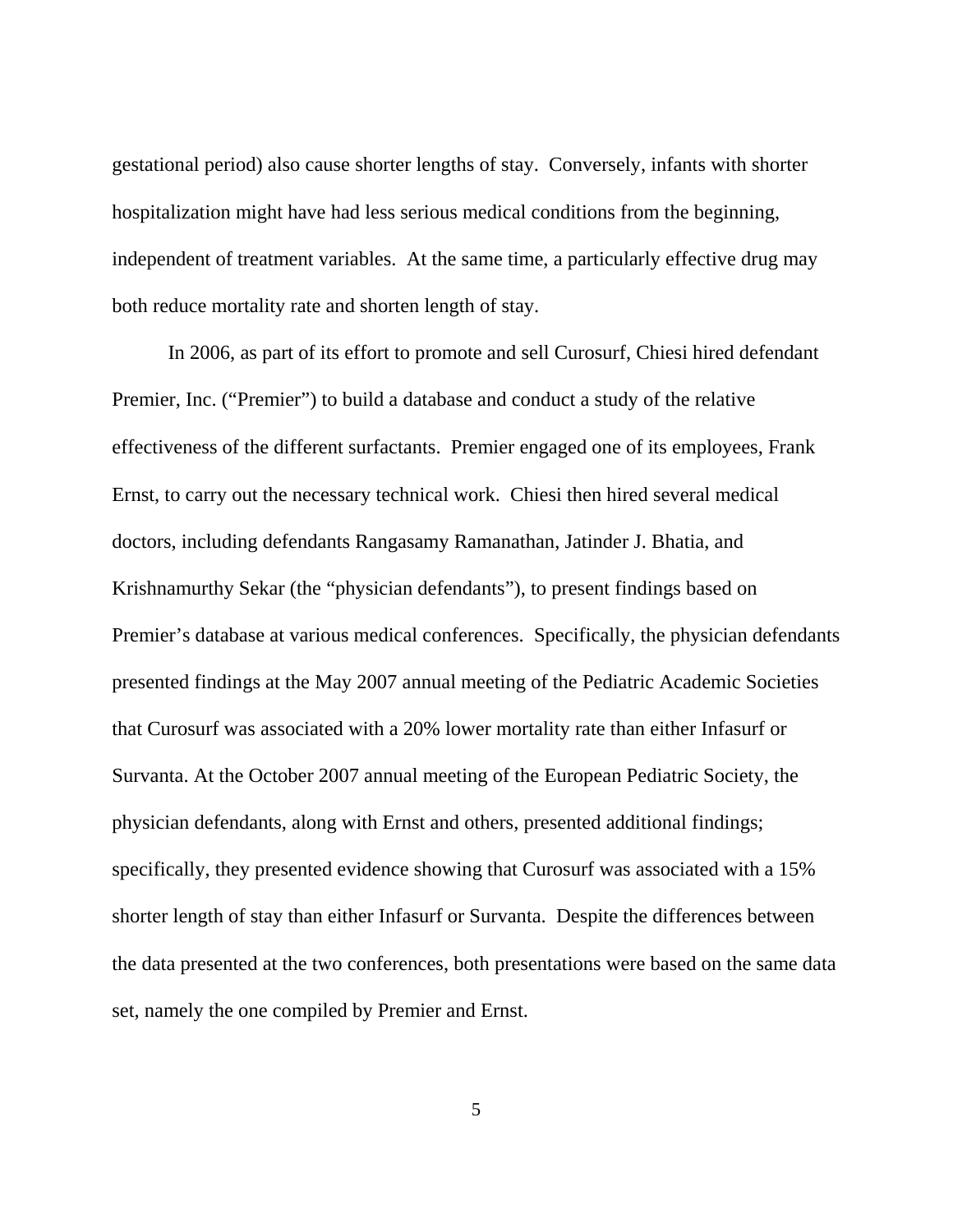gestational period) also cause shorter lengths of stay. Conversely, infants with shorter hospitalization might have had less serious medical conditions from the beginning, independent of treatment variables. At the same time, a particularly effective drug may both reduce mortality rate and shorten length of stay.

In 2006, as part of its effort to promote and sell Curosurf, Chiesi hired defendant Premier, Inc. ("Premier") to build a database and conduct a study of the relative effectiveness of the different surfactants. Premier engaged one of its employees, Frank Ernst, to carry out the necessary technical work. Chiesi then hired several medical doctors, including defendants Rangasamy Ramanathan, Jatinder J. Bhatia, and Krishnamurthy Sekar (the "physician defendants"), to present findings based on Premier's database at various medical conferences. Specifically, the physician defendants presented findings at the May 2007 annual meeting of the Pediatric Academic Societies that Curosurf was associated with a 20% lower mortality rate than either Infasurf or Survanta. At the October 2007 annual meeting of the European Pediatric Society, the physician defendants, along with Ernst and others, presented additional findings; specifically, they presented evidence showing that Curosurf was associated with a 15% shorter length of stay than either Infasurf or Survanta. Despite the differences between the data presented at the two conferences, both presentations were based on the same data set, namely the one compiled by Premier and Ernst.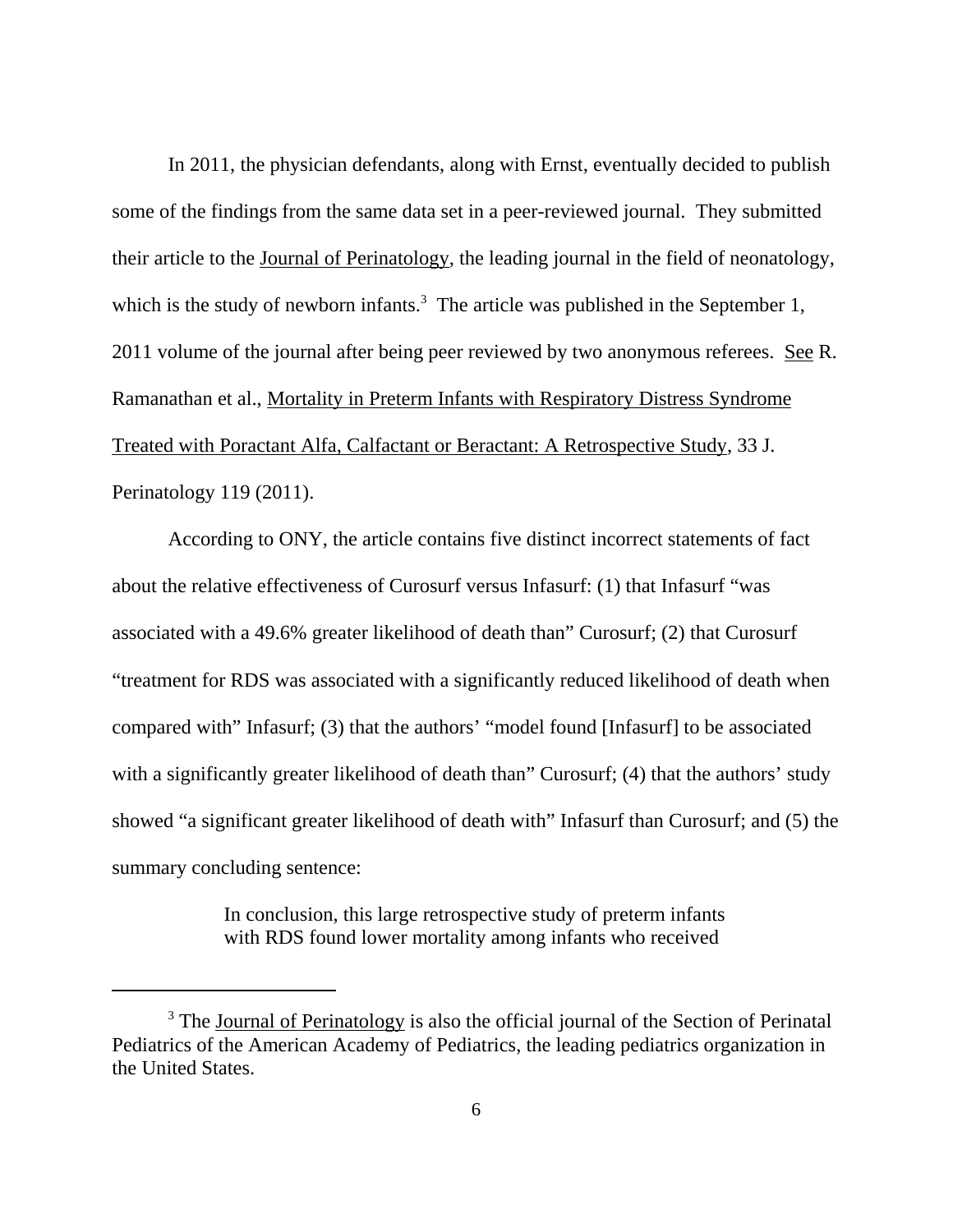In 2011, the physician defendants, along with Ernst, eventually decided to publish some of the findings from the same data set in a peer-reviewed journal. They submitted their article to the Journal of Perinatology, the leading journal in the field of neonatology, which is the study of newborn infants.[3] The article was published in the September 1, 2011 volume of the journal after being peer reviewed by two anonymous referees. See R. Ramanathan et al., Mortality in Preterm Infants with Respiratory Distress Syndrome Treated with Poractant Alfa, Calfactant or Beractant: A Retrospective Study, 33 J. Perinatology 119 (2011).

According to ONY, the article contains five distinct incorrect statements of fact about the relative effectiveness of Curosurf versus Infasurf: (1) that Infasurf "was associated with a 49.6% greater likelihood of death than" Curosurf; (2) that Curosurf "treatment for RDS was associated with a significantly reduced likelihood of death when compared with" Infasurf; (3) that the authors' "model found [Infasurf] to be associated with a significantly greater likelihood of death than" Curosurf; (4) that the authors' study showed "a significant greater likelihood of death with" Infasurf than Curosurf; and (5) the summary concluding sentence:

> In conclusion, this large retrospective study of preterm infants with RDS found lower mortality among infants who received

[3] The Journal of Perinatology is also the official journal of the Section of Perinatal Pediatrics of the American Academy of Pediatrics, the leading pediatrics organization in the United States.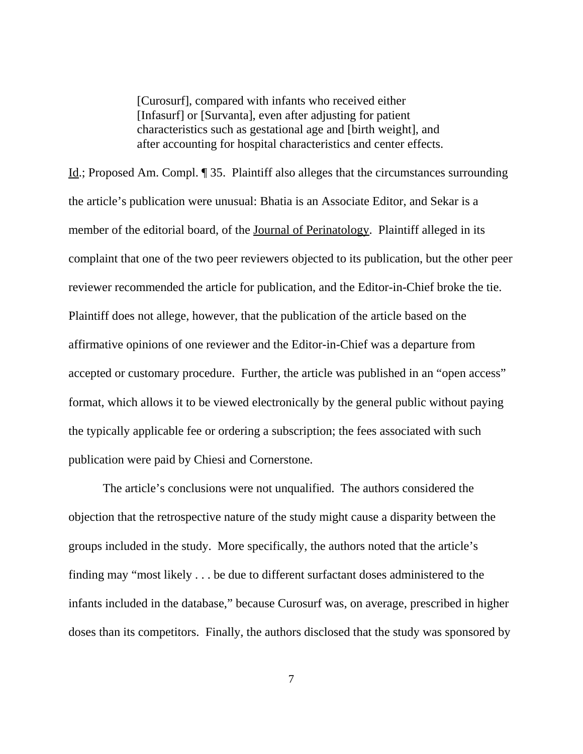> [Curosurf], compared with infants who received either [Infasurf] or [Survanta], even after adjusting for patient characteristics such as gestational age and [birth weight], and after accounting for hospital characteristics and center effects.

Id.; Proposed Am. Compl. ¶ 35. Plaintiff also alleges that the circumstances surrounding the article's publication were unusual: Bhatia is an Associate Editor, and Sekar is a member of the editorial board, of the Journal of Perinatology. Plaintiff alleged in its complaint that one of the two peer reviewers objected to its publication, but the other peer reviewer recommended the article for publication, and the Editor-in-Chief broke the tie. Plaintiff does not allege, however, that the publication of the article based on the affirmative opinions of one reviewer and the Editor-in-Chief was a departure from accepted or customary procedure. Further, the article was published in an "open access" format, which allows it to be viewed electronically by the general public without paying the typically applicable fee or ordering a subscription; the fees associated with such publication were paid by Chiesi and Cornerstone.

The article's conclusions were not unqualified. The authors considered the objection that the retrospective nature of the study might cause a disparity between the groups included in the study. More specifically, the authors noted that the article's finding may "most likely . . . be due to different surfactant doses administered to the infants included in the database," because Curosurf was, on average, prescribed in higher doses than its competitors. Finally, the authors disclosed that the study was sponsored by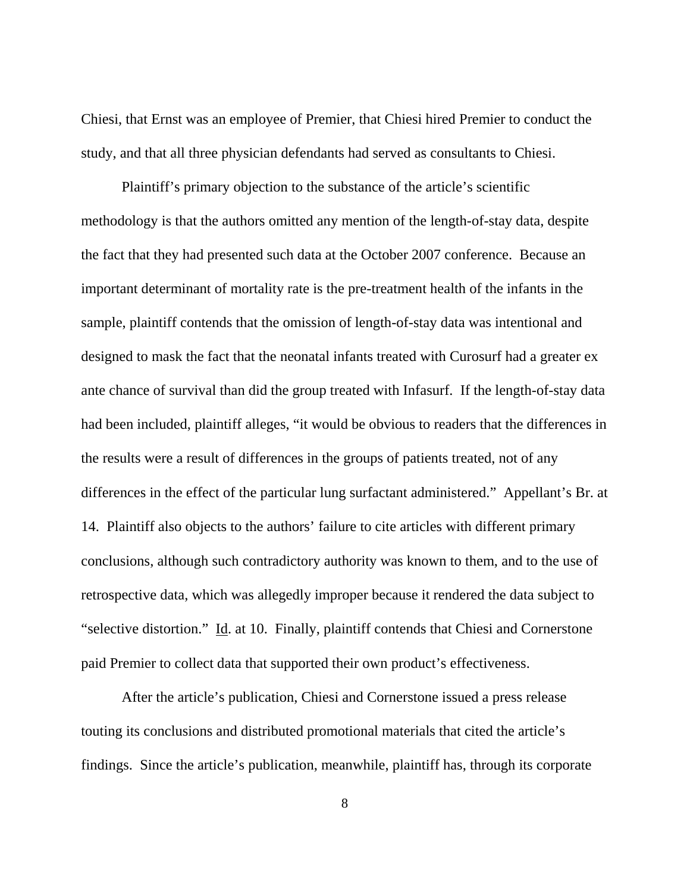Chiesi, that Ernst was an employee of Premier, that Chiesi hired Premier to conduct the study, and that all three physician defendants had served as consultants to Chiesi.

Plaintiff's primary objection to the substance of the article's scientific methodology is that the authors omitted any mention of the length-of-stay data, despite the fact that they had presented such data at the October 2007 conference. Because an important determinant of mortality rate is the pre-treatment health of the infants in the sample, plaintiff contends that the omission of length-of-stay data was intentional and designed to mask the fact that the neonatal infants treated with Curosurf had a greater ex ante chance of survival than did the group treated with Infasurf. If the length-of-stay data had been included, plaintiff alleges, "it would be obvious to readers that the differences in the results were a result of differences in the groups of patients treated, not of any differences in the effect of the particular lung surfactant administered." Appellant's Br. at 14. Plaintiff also objects to the authors' failure to cite articles with different primary conclusions, although such contradictory authority was known to them, and to the use of retrospective data, which was allegedly improper because it rendered the data subject to "selective distortion." Id. at 10. Finally, plaintiff contends that Chiesi and Cornerstone paid Premier to collect data that supported their own product's effectiveness.

After the article's publication, Chiesi and Cornerstone issued a press release touting its conclusions and distributed promotional materials that cited the article's findings. Since the article's publication, meanwhile, plaintiff has, through its corporate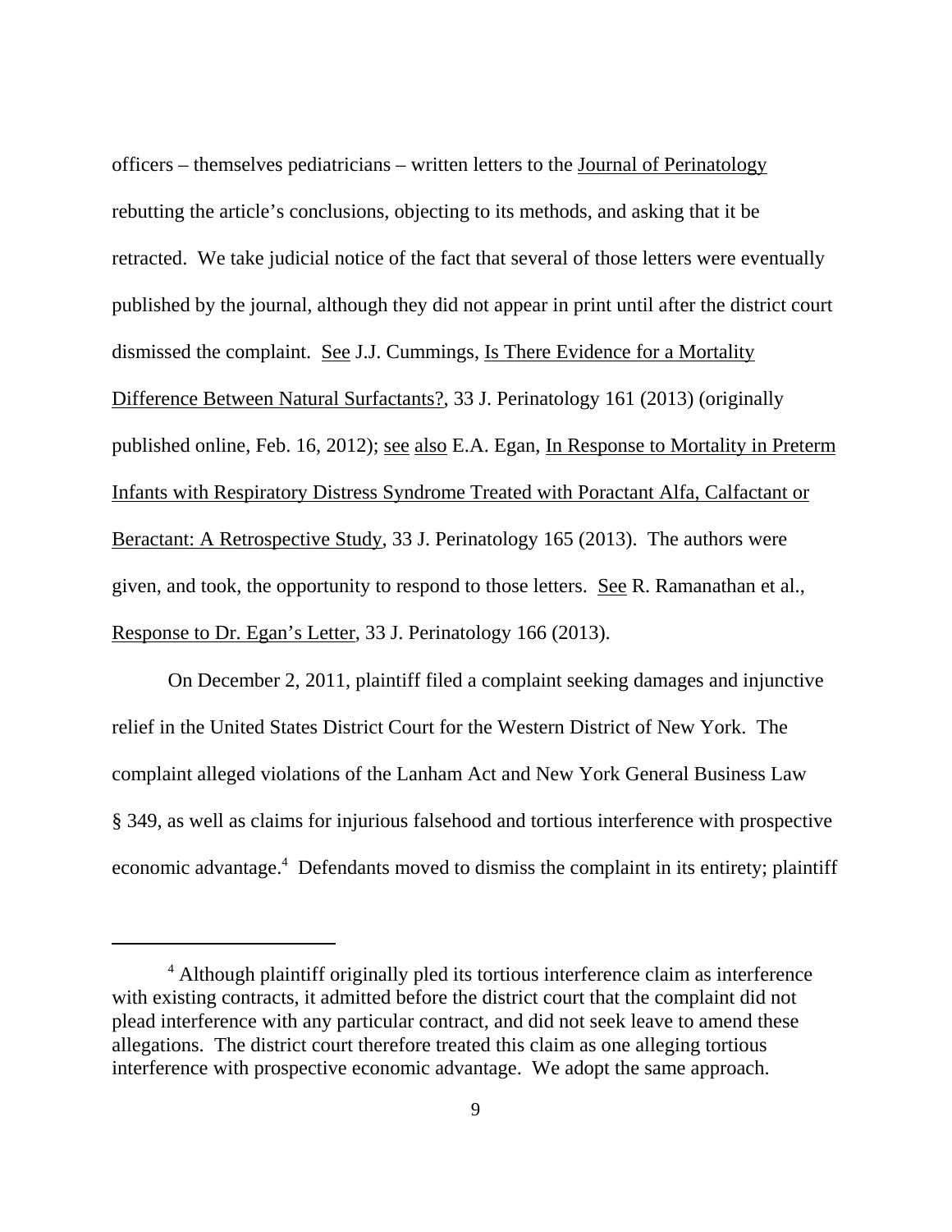officers – themselves pediatricians – written letters to the Journal of Perinatology rebutting the article's conclusions, objecting to its methods, and asking that it be retracted. We take judicial notice of the fact that several of those letters were eventually published by the journal, although they did not appear in print until after the district court dismissed the complaint. See J.J. Cummings, Is There Evidence for a Mortality Difference Between Natural Surfactants?, 33 J. Perinatology 161 (2013) (originally published online, Feb. 16, 2012); see also E.A. Egan, In Response to Mortality in Preterm Infants with Respiratory Distress Syndrome Treated with Poractant Alfa, Calfactant or Beractant: A Retrospective Study, 33 J. Perinatology 165 (2013). The authors were given, and took, the opportunity to respond to those letters. See R. Ramanathan et al., Response to Dr. Egan's Letter, 33 J. Perinatology 166 (2013).

On December 2, 2011, plaintiff filed a complaint seeking damages and injunctive relief in the United States District Court for the Western District of New York. The complaint alleged violations of the Lanham Act and New York General Business Law § 349, as well as claims for injurious falsehood and tortious interference with prospective economic advantage.[4] Defendants moved to dismiss the complaint in its entirety; plaintiff

[4] Although plaintiff originally pled its tortious interference claim as interference with existing contracts, it admitted before the district court that the complaint did not plead interference with any particular contract, and did not seek leave to amend these allegations. The district court therefore treated this claim as one alleging tortious interference with prospective economic advantage. We adopt the same approach.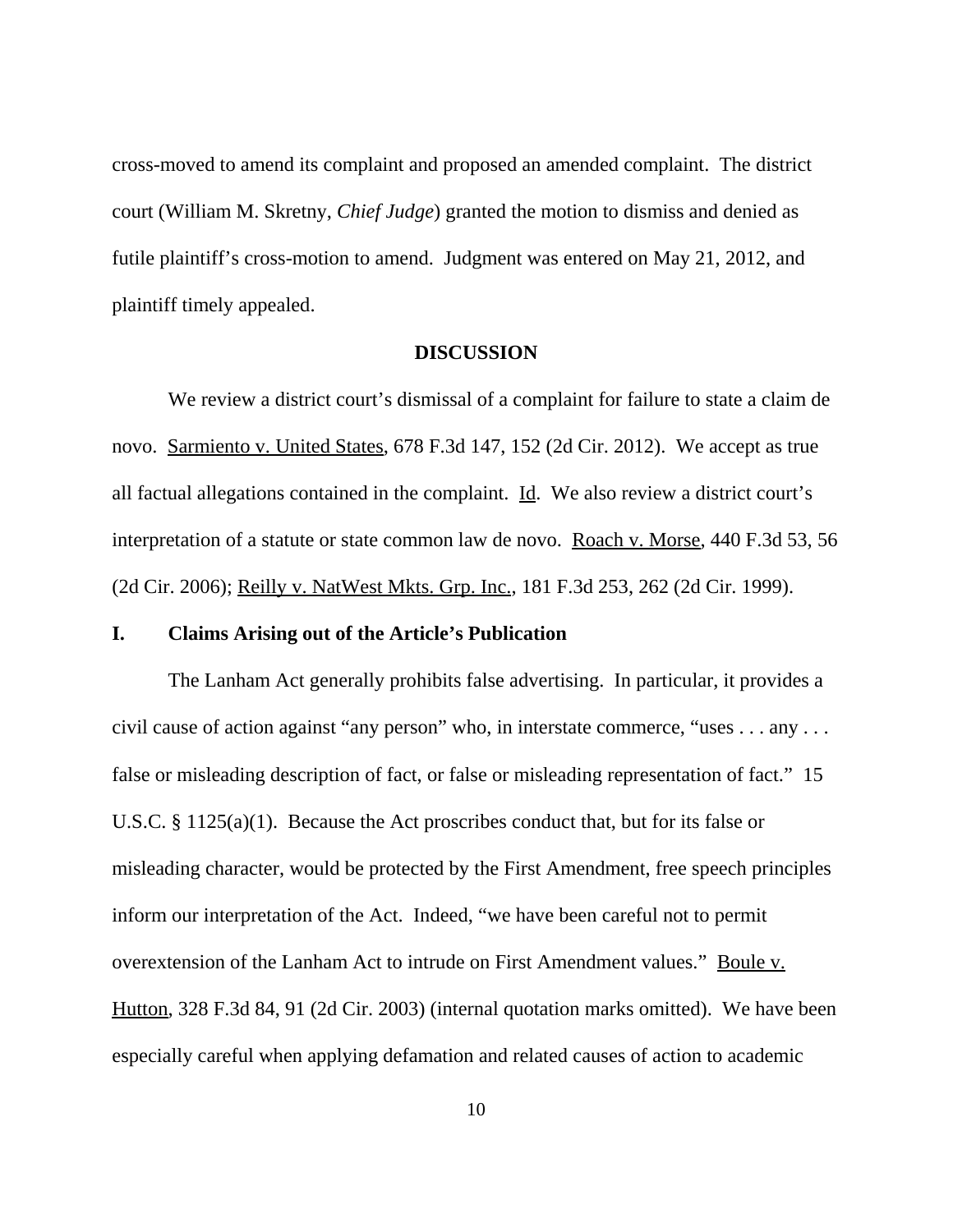cross-moved to amend its complaint and proposed an amended complaint. The district court (William M. Skretny, *Chief Judge*) granted the motion to dismiss and denied as futile plaintiff's cross-motion to amend. Judgment was entered on May 21, 2012, and plaintiff timely appealed.

## DISCUSSION

We review a district court's dismissal of a complaint for failure to state a claim de novo. Sarmiento v. United States, 678 F.3d 147, 152 (2d Cir. 2012). We accept as true all factual allegations contained in the complaint. Id. We also review a district court's interpretation of a statute or state common law de novo. Roach v. Morse, 440 F.3d 53, 56 (2d Cir. 2006); Reilly v. NatWest Mkts. Grp. Inc., 181 F.3d 253, 262 (2d Cir. 1999).

### I. Claims Arising out of the Article's Publication

The Lanham Act generally prohibits false advertising. In particular, it provides a civil cause of action against "any person" who, in interstate commerce, "uses . . . any . . . false or misleading description of fact, or false or misleading representation of fact." 15 U.S.C. § 1125(a)(1). Because the Act proscribes conduct that, but for its false or misleading character, would be protected by the First Amendment, free speech principles inform our interpretation of the Act. Indeed, "we have been careful not to permit overextension of the Lanham Act to intrude on First Amendment values." Boule v. Hutton, 328 F.3d 84, 91 (2d Cir. 2003) (internal quotation marks omitted). We have been especially careful when applying defamation and related causes of action to academic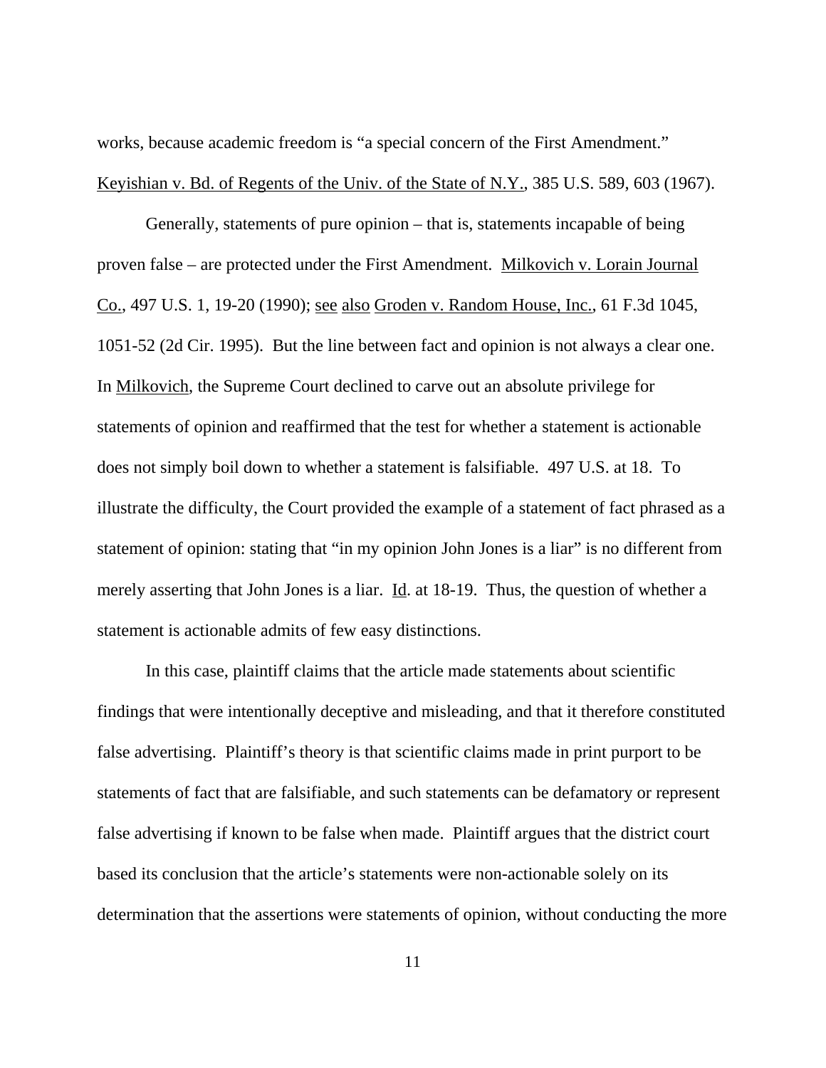works, because academic freedom is "a special concern of the First Amendment." Keyishian v. Bd. of Regents of the Univ. of the State of N.Y., 385 U.S. 589, 603 (1967).

Generally, statements of pure opinion – that is, statements incapable of being proven false – are protected under the First Amendment. Milkovich v. Lorain Journal Co., 497 U.S. 1, 19-20 (1990); see also Groden v. Random House, Inc., 61 F.3d 1045, 1051-52 (2d Cir. 1995). But the line between fact and opinion is not always a clear one. In Milkovich, the Supreme Court declined to carve out an absolute privilege for statements of opinion and reaffirmed that the test for whether a statement is actionable does not simply boil down to whether a statement is falsifiable. 497 U.S. at 18. To illustrate the difficulty, the Court provided the example of a statement of fact phrased as a statement of opinion: stating that "in my opinion John Jones is a liar" is no different from merely asserting that John Jones is a liar. Id. at 18-19. Thus, the question of whether a statement is actionable admits of few easy distinctions.

In this case, plaintiff claims that the article made statements about scientific findings that were intentionally deceptive and misleading, and that it therefore constituted false advertising. Plaintiff's theory is that scientific claims made in print purport to be statements of fact that are falsifiable, and such statements can be defamatory or represent false advertising if known to be false when made. Plaintiff argues that the district court based its conclusion that the article's statements were non-actionable solely on its determination that the assertions were statements of opinion, without conducting the more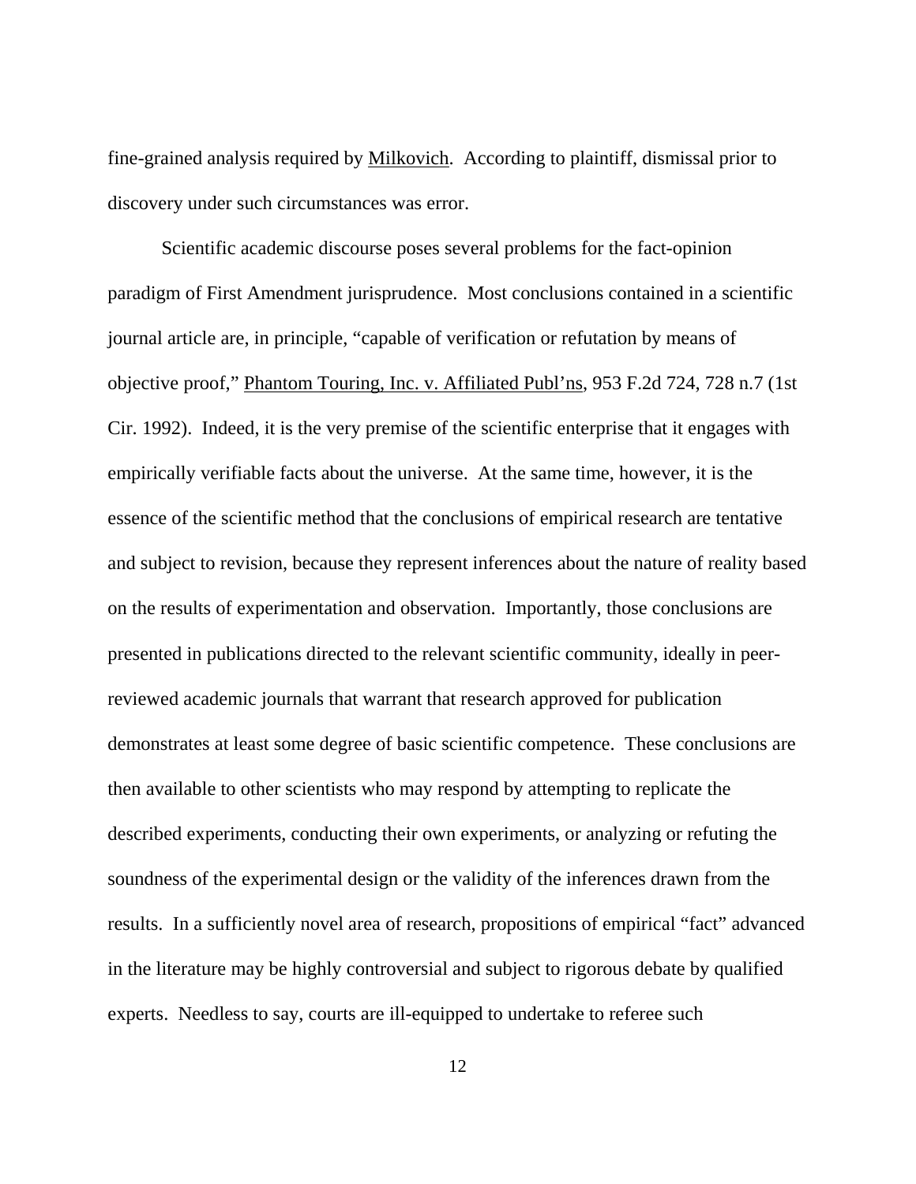fine-grained analysis required by Milkovich. According to plaintiff, dismissal prior to discovery under such circumstances was error.

Scientific academic discourse poses several problems for the fact-opinion paradigm of First Amendment jurisprudence. Most conclusions contained in a scientific journal article are, in principle, "capable of verification or refutation by means of objective proof," Phantom Touring, Inc. v. Affiliated Publ'ns, 953 F.2d 724, 728 n.7 (1st Cir. 1992). Indeed, it is the very premise of the scientific enterprise that it engages with empirically verifiable facts about the universe. At the same time, however, it is the essence of the scientific method that the conclusions of empirical research are tentative and subject to revision, because they represent inferences about the nature of reality based on the results of experimentation and observation. Importantly, those conclusions are presented in publications directed to the relevant scientific community, ideally in peer-reviewed academic journals that warrant that research approved for publication demonstrates at least some degree of basic scientific competence. These conclusions are then available to other scientists who may respond by attempting to replicate the described experiments, conducting their own experiments, or analyzing or refuting the soundness of the experimental design or the validity of the inferences drawn from the results. In a sufficiently novel area of research, propositions of empirical "fact" advanced in the literature may be highly controversial and subject to rigorous debate by qualified experts. Needless to say, courts are ill-equipped to undertake to referee such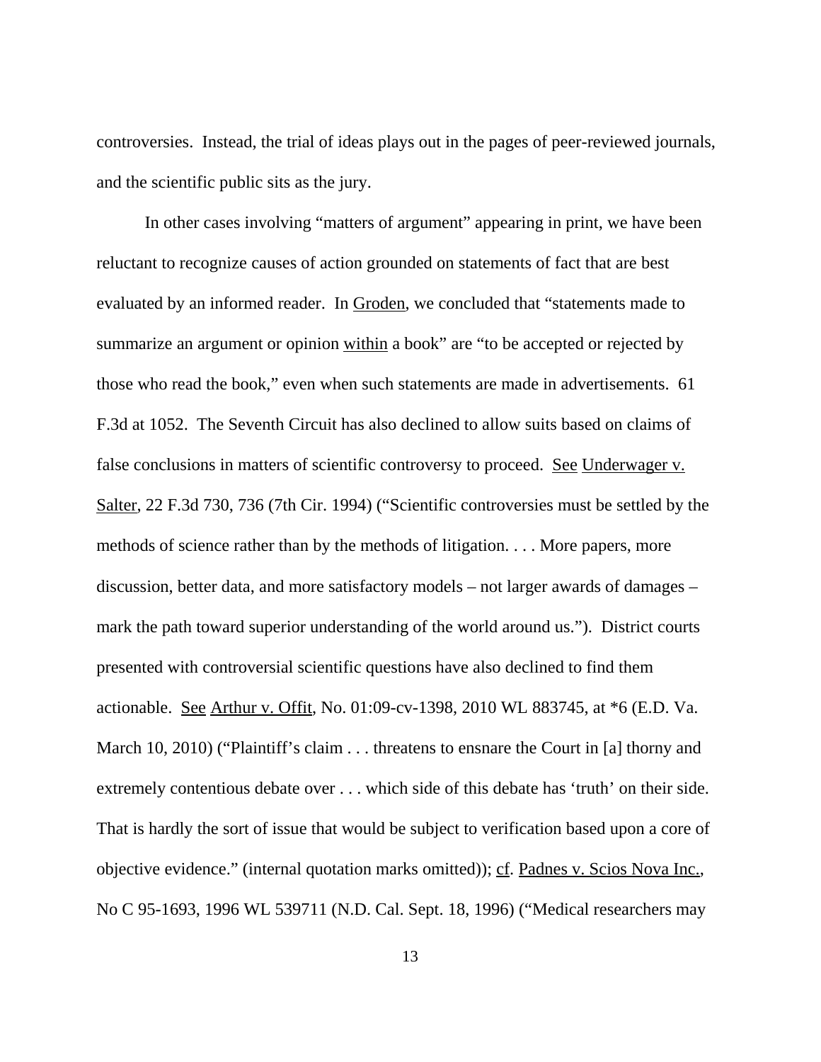controversies. Instead, the trial of ideas plays out in the pages of peer-reviewed journals, and the scientific public sits as the jury.

In other cases involving "matters of argument" appearing in print, we have been reluctant to recognize causes of action grounded on statements of fact that are best evaluated by an informed reader. In Groden, we concluded that "statements made to summarize an argument or opinion within a book" are "to be accepted or rejected by those who read the book," even when such statements are made in advertisements. 61 F.3d at 1052. The Seventh Circuit has also declined to allow suits based on claims of false conclusions in matters of scientific controversy to proceed. See Underwager v. Salter, 22 F.3d 730, 736 (7th Cir. 1994) ("Scientific controversies must be settled by the methods of science rather than by the methods of litigation. . . . More papers, more discussion, better data, and more satisfactory models – not larger awards of damages – mark the path toward superior understanding of the world around us."). District courts presented with controversial scientific questions have also declined to find them actionable. See Arthur v. Offit, No. 01:09-cv-1398, 2010 WL 883745, at *6 (E.D. Va. March 10, 2010) ("Plaintiff's claim . . . threatens to ensnare the Court in [a] thorny and extremely contentious debate over . . . which side of this debate has 'truth' on their side. That is hardly the sort of issue that would be subject to verification based upon a core of objective evidence." (internal quotation marks omitted)); cf. Padnes v. Scios Nova Inc., No C 95-1693, 1996 WL 539711 (N.D. Cal. Sept. 18, 1996) ("Medical researchers may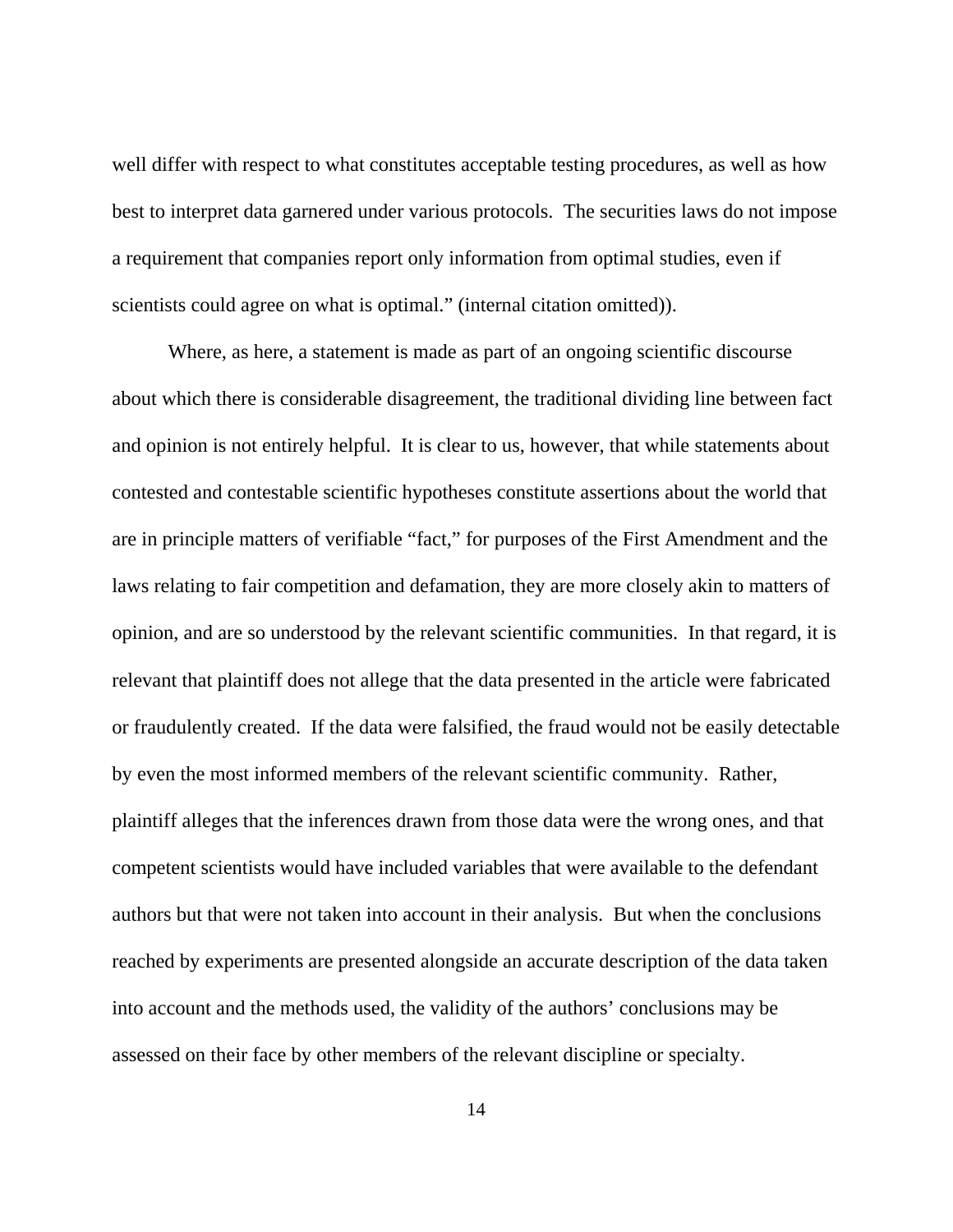well differ with respect to what constitutes acceptable testing procedures, as well as how best to interpret data garnered under various protocols. The securities laws do not impose a requirement that companies report only information from optimal studies, even if scientists could agree on what is optimal." (internal citation omitted)).

Where, as here, a statement is made as part of an ongoing scientific discourse about which there is considerable disagreement, the traditional dividing line between fact and opinion is not entirely helpful. It is clear to us, however, that while statements about contested and contestable scientific hypotheses constitute assertions about the world that are in principle matters of verifiable "fact," for purposes of the First Amendment and the laws relating to fair competition and defamation, they are more closely akin to matters of opinion, and are so understood by the relevant scientific communities. In that regard, it is relevant that plaintiff does not allege that the data presented in the article were fabricated or fraudulently created. If the data were falsified, the fraud would not be easily detectable by even the most informed members of the relevant scientific community. Rather, plaintiff alleges that the inferences drawn from those data were the wrong ones, and that competent scientists would have included variables that were available to the defendant authors but that were not taken into account in their analysis. But when the conclusions reached by experiments are presented alongside an accurate description of the data taken into account and the methods used, the validity of the authors' conclusions may be assessed on their face by other members of the relevant discipline or specialty.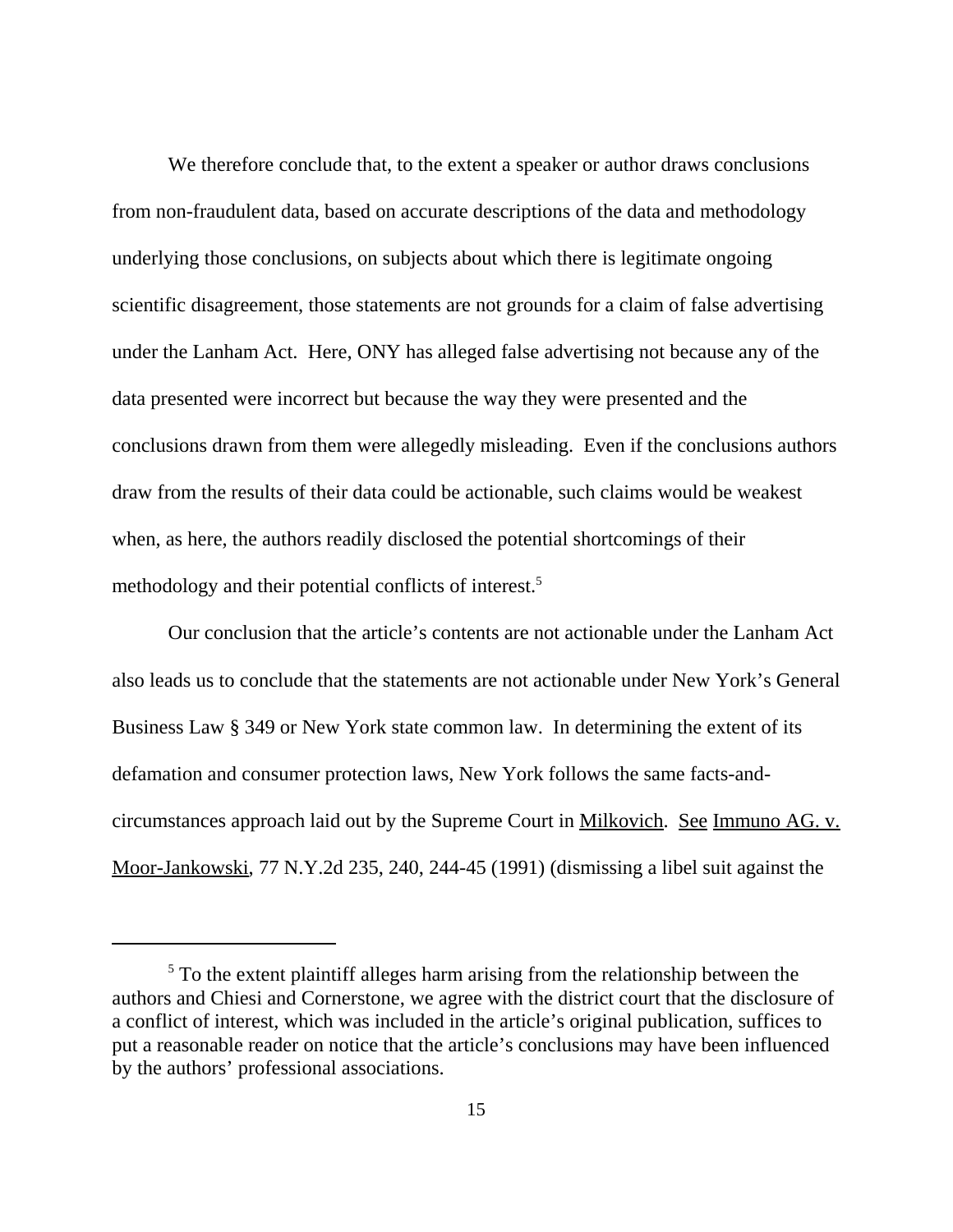We therefore conclude that, to the extent a speaker or author draws conclusions from non-fraudulent data, based on accurate descriptions of the data and methodology underlying those conclusions, on subjects about which there is legitimate ongoing scientific disagreement, those statements are not grounds for a claim of false advertising under the Lanham Act. Here, ONY has alleged false advertising not because any of the data presented were incorrect but because the way they were presented and the conclusions drawn from them were allegedly misleading. Even if the conclusions authors draw from the results of their data could be actionable, such claims would be weakest when, as here, the authors readily disclosed the potential shortcomings of their methodology and their potential conflicts of interest.[5]

Our conclusion that the article's contents are not actionable under the Lanham Act also leads us to conclude that the statements are not actionable under New York's General Business Law § 349 or New York state common law. In determining the extent of its defamation and consumer protection laws, New York follows the same facts-and-circumstances approach laid out by the Supreme Court in Milkovich. See Immuno AG. v. Moor-Jankowski, 77 N.Y.2d 235, 240, 244-45 (1991) (dismissing a libel suit against the

---

[5] To the extent plaintiff alleges harm arising from the relationship between the authors and Chiesi and Cornerstone, we agree with the district court that the disclosure of a conflict of interest, which was included in the article's original publication, suffices to put a reasonable reader on notice that the article's conclusions may have been influenced by the authors' professional associations.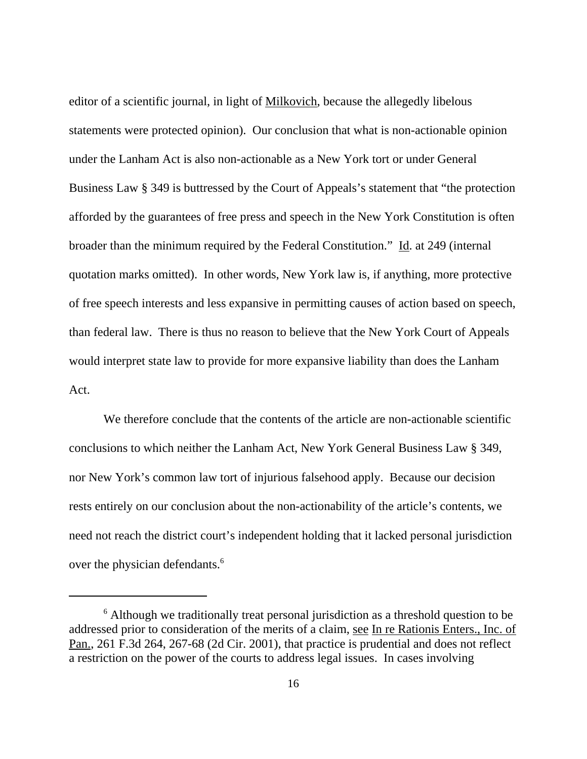editor of a scientific journal, in light of Milkovich, because the allegedly libelous statements were protected opinion). Our conclusion that what is non-actionable opinion under the Lanham Act is also non-actionable as a New York tort or under General Business Law § 349 is buttressed by the Court of Appeals's statement that "the protection afforded by the guarantees of free press and speech in the New York Constitution is often broader than the minimum required by the Federal Constitution." Id. at 249 (internal quotation marks omitted). In other words, New York law is, if anything, more protective of free speech interests and less expansive in permitting causes of action based on speech, than federal law. There is thus no reason to believe that the New York Court of Appeals would interpret state law to provide for more expansive liability than does the Lanham Act.

We therefore conclude that the contents of the article are non-actionable scientific conclusions to which neither the Lanham Act, New York General Business Law § 349, nor New York's common law tort of injurious falsehood apply. Because our decision rests entirely on our conclusion about the non-actionability of the article's contents, we need not reach the district court's independent holding that it lacked personal jurisdiction over the physician defendants.[6]

---

[6] Although we traditionally treat personal jurisdiction as a threshold question to be addressed prior to consideration of the merits of a claim, see In re Rationis Enters., Inc. of Pan., 261 F.3d 264, 267-68 (2d Cir. 2001), that practice is prudential and does not reflect a restriction on the power of the courts to address legal issues. In cases involving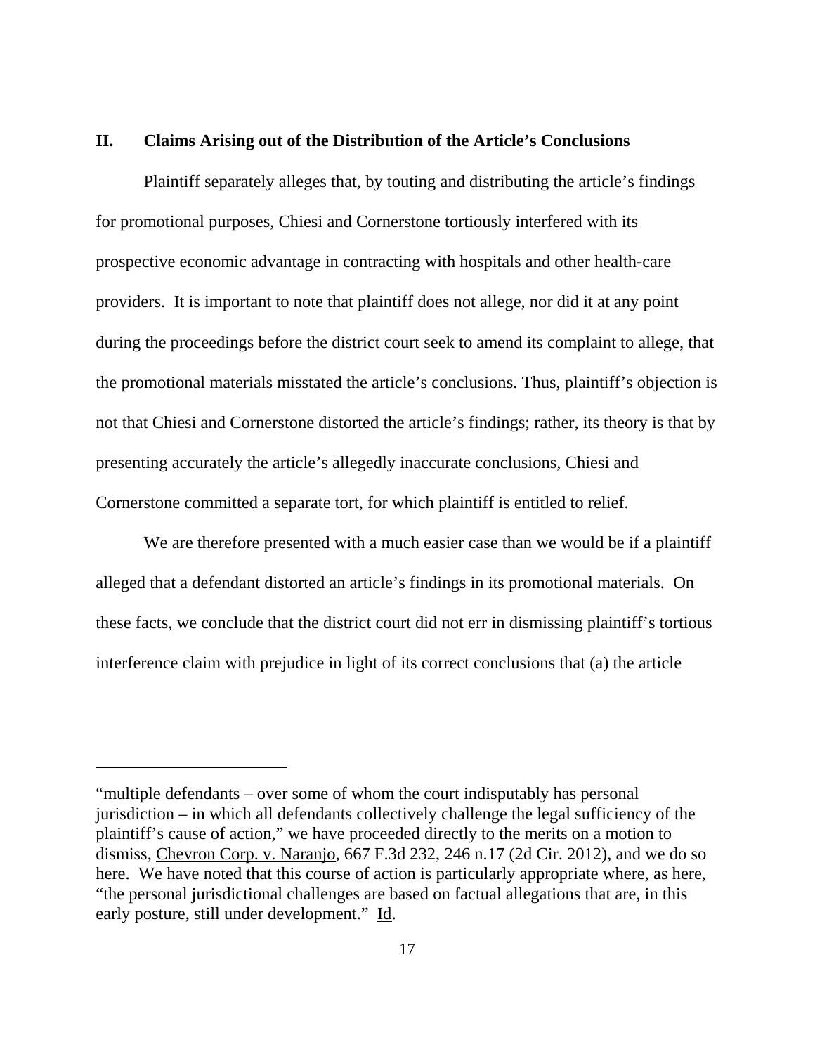## II. Claims Arising out of the Distribution of the Article's Conclusions

Plaintiff separately alleges that, by touting and distributing the article's findings for promotional purposes, Chiesi and Cornerstone tortiously interfered with its prospective economic advantage in contracting with hospitals and other health-care providers. It is important to note that plaintiff does not allege, nor did it at any point during the proceedings before the district court seek to amend its complaint to allege, that the promotional materials misstated the article's conclusions. Thus, plaintiff's objection is not that Chiesi and Cornerstone distorted the article's findings; rather, its theory is that by presenting accurately the article's allegedly inaccurate conclusions, Chiesi and Cornerstone committed a separate tort, for which plaintiff is entitled to relief.

We are therefore presented with a much easier case than we would be if a plaintiff alleged that a defendant distorted an article's findings in its promotional materials. On these facts, we conclude that the district court did not err in dismissing plaintiff's tortious interference claim with prejudice in light of its correct conclusions that (a) the article

---

"multiple defendants – over some of whom the court indisputably has personal jurisdiction – in which all defendants collectively challenge the legal sufficiency of the plaintiff's cause of action," we have proceeded directly to the merits on a motion to dismiss, Chevron Corp. v. Naranjo, 667 F.3d 232, 246 n.17 (2d Cir. 2012), and we do so here. We have noted that this course of action is particularly appropriate where, as here, "the personal jurisdictional challenges are based on factual allegations that are, in this early posture, still under development." Id.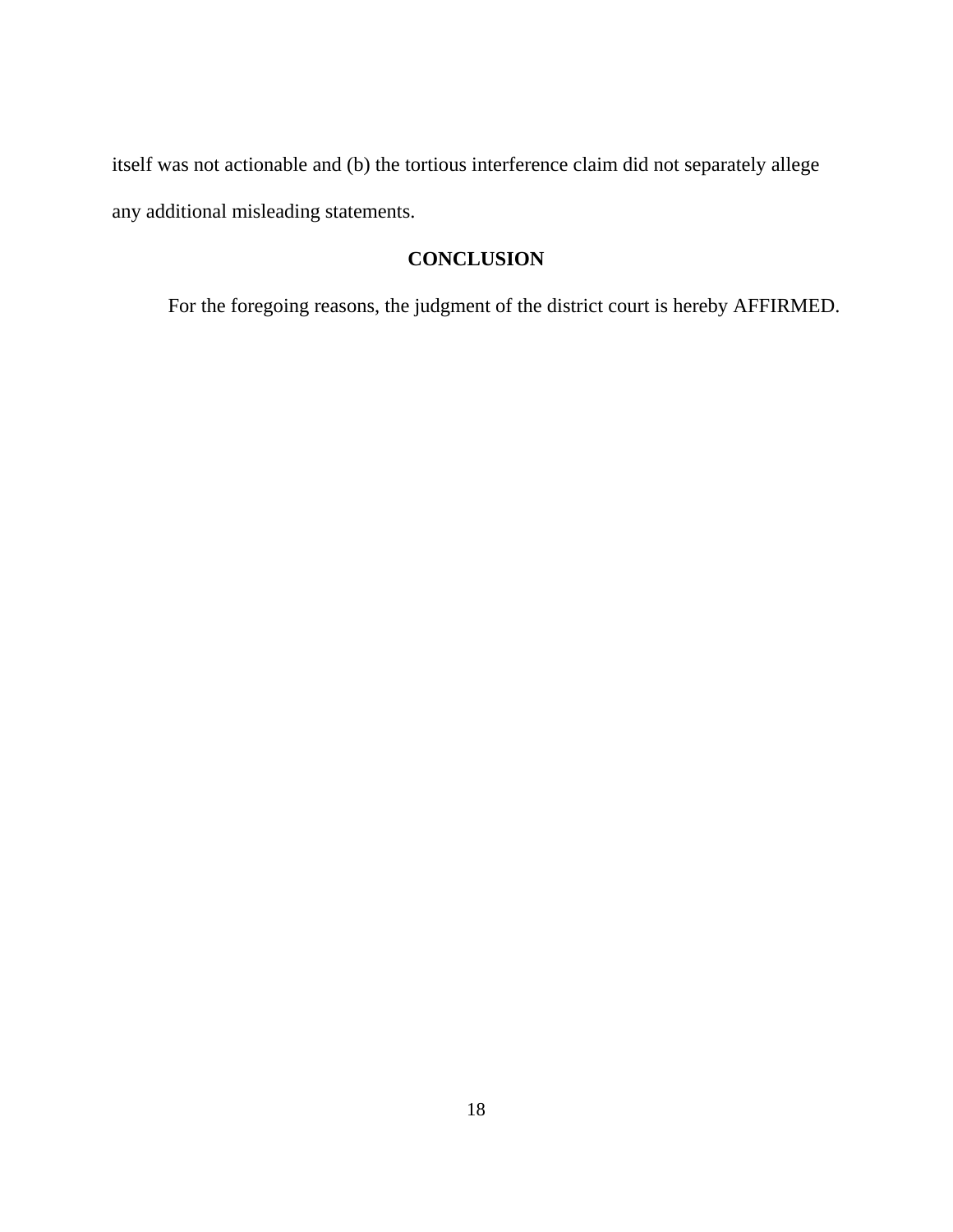itself was not actionable and (b) the tortious interference claim did not separately allege any additional misleading statements.

## CONCLUSION

For the foregoing reasons, the judgment of the district court is hereby AFFIRMED.